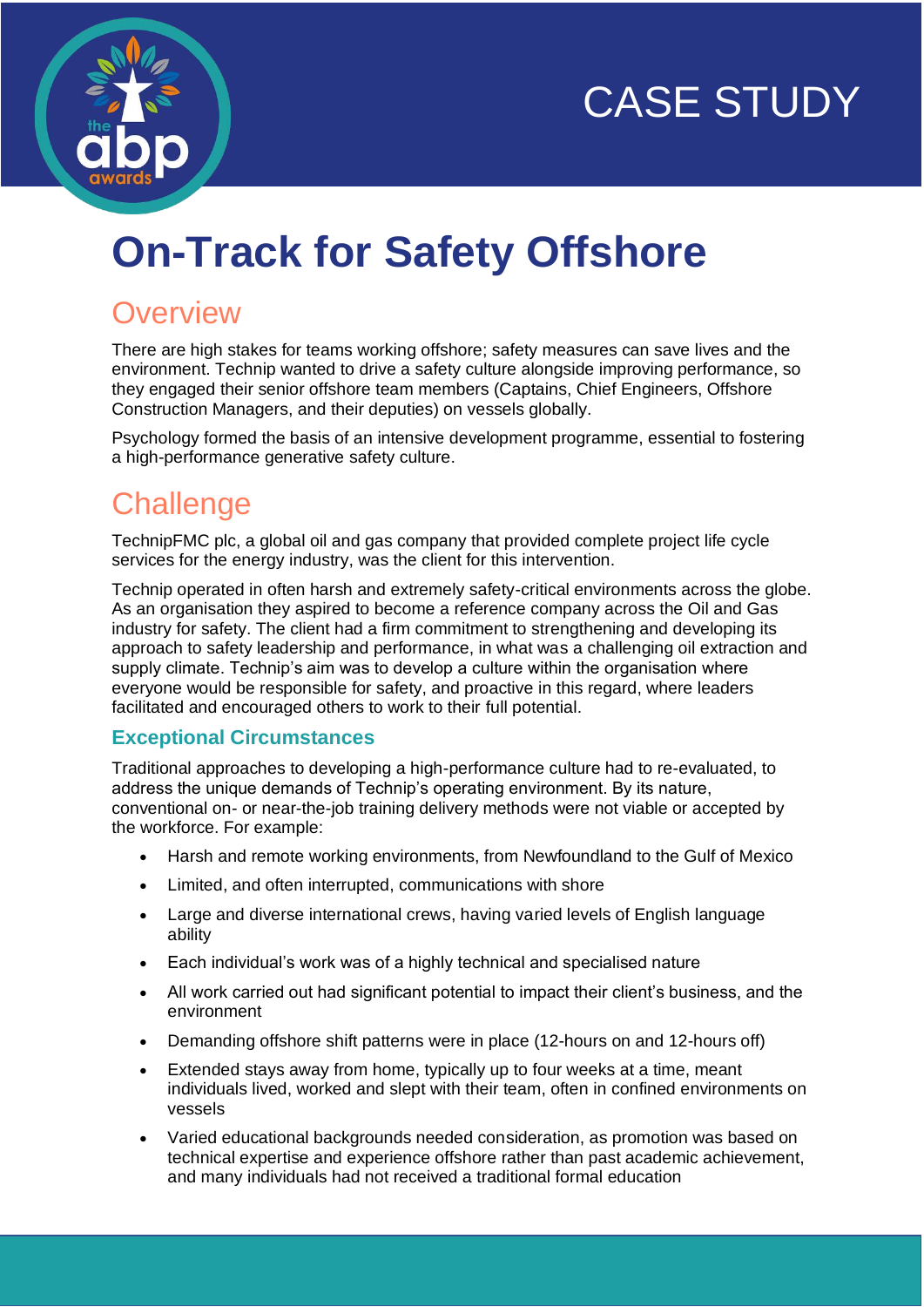CASE STUDY

# On-Track for Safety Offshore

## Overview

There are high stakes for teams working offshore; safety measures can save lives and the environment. Technip wanted to drive a safety culture alongside improving performance, so they engaged their senior offshore team members (Captains, Chief Engineers, Offshore Construction Managers, and their deputies) on vessels globally.

Psychology formed the basis of an intensive development programme, essential to fostering a high-performance generative safety culture.

## Challenge

TechnipFMC plc, a global oil and gas company that provided complete project life cycle services for the energy industry, was the client for this intervention.

Technip operated in often harsh and extremely safety-critical environments across the globe. As an organisation they aspired to become a reference company across the Oil and Gas industry for safety. The client had a firm commitment to strengthening and developing its approach to safety leadership and performance, in what was a challenging oil extraction and supply climate. Technip's aim was to develop a culture within the organisation where everyone would be responsible for safety, and proactive in this regard, where leaders facilitated and encouraged others to work to their full potential.

### Exceptional Circumstances

Traditional approaches to developing a high-performance culture had to re-evaluated, to address the unique demands of Technip's operating environment. By its nature, conventional on- or near-the-job training delivery methods were not viable or accepted by the workforce. For example:

- Harsh and remote working environments, from Newfoundland to the Gulf of Mexico
- Limited, and often interrupted, communications with shore
- Large and diverse international crews, having varied levels of English language ability
- Each individual's work was of a highly technical and specialised nature
- All work carried out had significant potential to impact their client's business, and the environment
- Demanding offshore shift patterns were in place (12-hours on and 12-hours off)
- Extended stays away from home, typically up to four weeks at a time, meant individuals lived, worked and slept with their team, often in confined environments on vessels
- Varied educational backgrounds needed consideration, as promotion was based on technical expertise and experience offshore rather than past academic achievement, and many individuals had not received a traditional formal education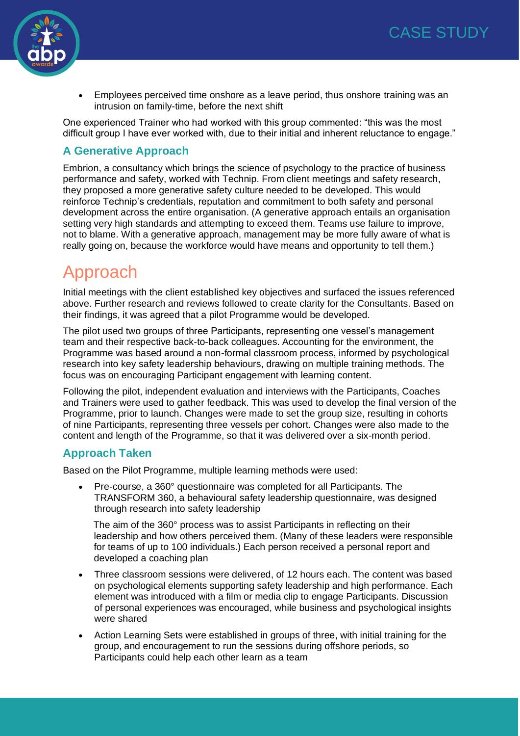- Employees perceived time onshore as a leave period, thus onshore training was an intrusion on family-time, before the next shift

One experienced Trainer who had worked with this group commented: "this was the most difficult group I have ever worked with, due to their initial and inherent reluctance to engage."

### A Generative Approach

Embrion, a consultancy which brings the science of psychology to the practice of business performance and safety, worked with Technip. From client meetings and safety research, they proposed a more generative safety culture needed to be developed. This would reinforce Technip's credentials, reputation and commitment to both safety and personal development across the entire organisation. (A generative approach entails an organisation setting very high standards and attempting to exceed them. Teams use failure to improve, not to blame. With a generative approach, management may be more fully aware of what is really going on, because the workforce would have means and opportunity to tell them.)

## Approach

Initial meetings with the client established key objectives and surfaced the issues referenced above. Further research and reviews followed to create clarity for the Consultants. Based on their findings, it was agreed that a pilot Programme would be developed.

The pilot used two groups of three Participants, representing one vessel's management team and their respective back-to-back colleagues. Accounting for the environment, the Programme was based around a non-formal classroom process, informed by psychological research into key safety leadership behaviours, drawing on multiple training methods. The focus was on encouraging Participant engagement with learning content.

Following the pilot, independent evaluation and interviews with the Participants, Coaches and Trainers were used to gather feedback. This was used to develop the final version of the Programme, prior to launch. Changes were made to set the group size, resulting in cohorts of nine Participants, representing three vessels per cohort. Changes were also made to the content and length of the Programme, so that it was delivered over a six-month period.

### Approach Taken

Based on the Pilot Programme, multiple learning methods were used:

- Pre-course, a 360° questionnaire was completed for all Participants. The TRANSFORM 360, a behavioural safety leadership questionnaire, was designed through research into safety leadership

  The aim of the 360° process was to assist Participants in reflecting on their leadership and how others perceived them. (Many of these leaders were responsible for teams of up to 100 individuals.) Each person received a personal report and developed a coaching plan

- Three classroom sessions were delivered, of 12 hours each. The content was based on psychological elements supporting safety leadership and high performance. Each element was introduced with a film or media clip to engage Participants. Discussion of personal experiences was encouraged, while business and psychological insights were shared
- Action Learning Sets were established in groups of three, with initial training for the group, and encouragement to run the sessions during offshore periods, so Participants could help each other learn as a team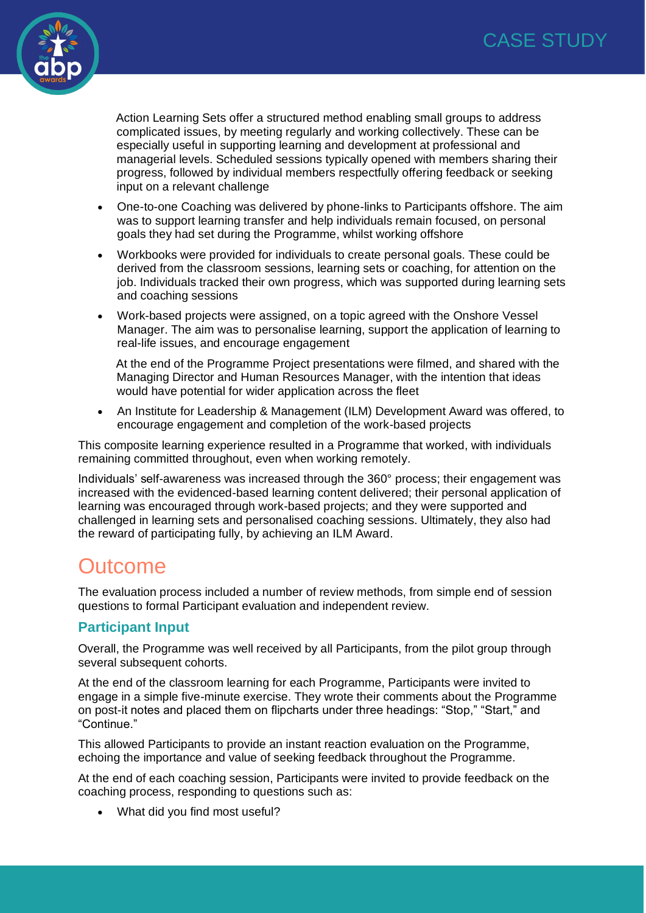Action Learning Sets offer a structured method enabling small groups to address complicated issues, by meeting regularly and working collectively. These can be especially useful in supporting learning and development at professional and managerial levels. Scheduled sessions typically opened with members sharing their progress, followed by individual members respectfully offering feedback or seeking input on a relevant challenge

- One-to-one Coaching was delivered by phone-links to Participants offshore. The aim was to support learning transfer and help individuals remain focused, on personal goals they had set during the Programme, whilst working offshore
- Workbooks were provided for individuals to create personal goals. These could be derived from the classroom sessions, learning sets or coaching, for attention on the job. Individuals tracked their own progress, which was supported during learning sets and coaching sessions
- Work-based projects were assigned, on a topic agreed with the Onshore Vessel Manager. The aim was to personalise learning, support the application of learning to real-life issues, and encourage engagement

  At the end of the Programme Project presentations were filmed, and shared with the Managing Director and Human Resources Manager, with the intention that ideas would have potential for wider application across the fleet

- An Institute for Leadership & Management (ILM) Development Award was offered, to encourage engagement and completion of the work-based projects

This composite learning experience resulted in a Programme that worked, with individuals remaining committed throughout, even when working remotely.

Individuals' self-awareness was increased through the 360° process; their engagement was increased with the evidenced-based learning content delivered; their personal application of learning was encouraged through work-based projects; and they were supported and challenged in learning sets and personalised coaching sessions. Ultimately, they also had the reward of participating fully, by achieving an ILM Award.

# Outcome

The evaluation process included a number of review methods, from simple end of session questions to formal Participant evaluation and independent review.

## Participant Input

Overall, the Programme was well received by all Participants, from the pilot group through several subsequent cohorts.

At the end of the classroom learning for each Programme, Participants were invited to engage in a simple five-minute exercise. They wrote their comments about the Programme on post-it notes and placed them on flipcharts under three headings: "Stop," "Start," and "Continue."

This allowed Participants to provide an instant reaction evaluation on the Programme, echoing the importance and value of seeking feedback throughout the Programme.

At the end of each coaching session, Participants were invited to provide feedback on the coaching process, responding to questions such as:

- What did you find most useful?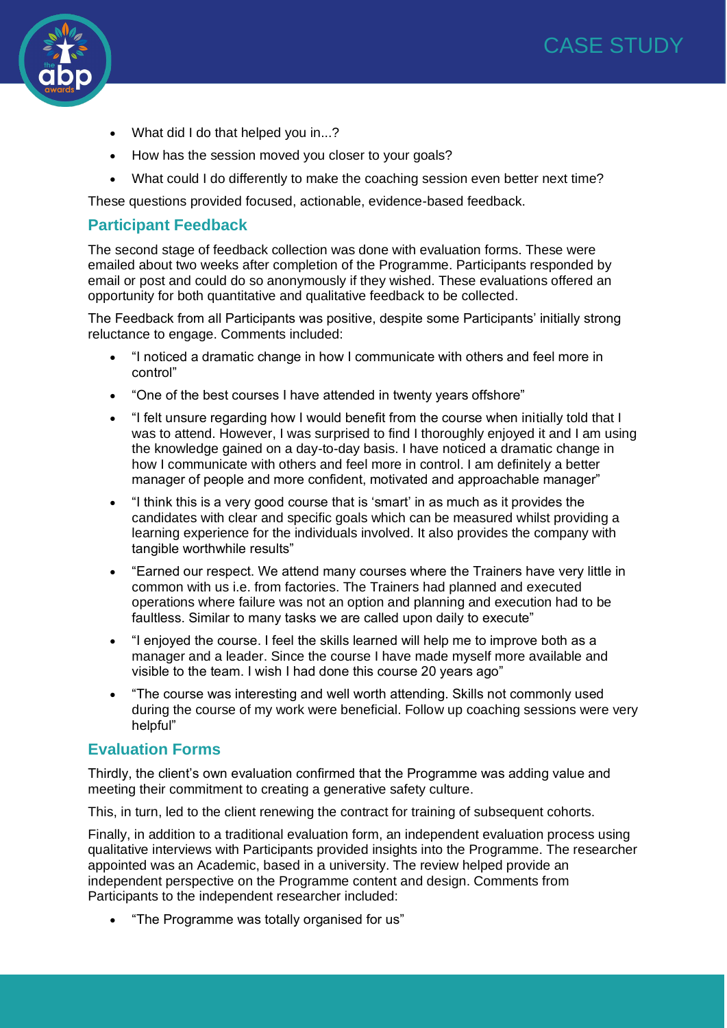- What did I do that helped you in...?
- How has the session moved you closer to your goals?
- What could I do differently to make the coaching session even better next time?

These questions provided focused, actionable, evidence-based feedback.

## Participant Feedback

The second stage of feedback collection was done with evaluation forms. These were emailed about two weeks after completion of the Programme. Participants responded by email or post and could do so anonymously if they wished. These evaluations offered an opportunity for both quantitative and qualitative feedback to be collected.

The Feedback from all Participants was positive, despite some Participants' initially strong reluctance to engage. Comments included:

- "I noticed a dramatic change in how I communicate with others and feel more in control"
- "One of the best courses I have attended in twenty years offshore"
- "I felt unsure regarding how I would benefit from the course when initially told that I was to attend. However, I was surprised to find I thoroughly enjoyed it and I am using the knowledge gained on a day-to-day basis. I have noticed a dramatic change in how I communicate with others and feel more in control. I am definitely a better manager of people and more confident, motivated and approachable manager"
- "I think this is a very good course that is 'smart' in as much as it provides the candidates with clear and specific goals which can be measured whilst providing a learning experience for the individuals involved. It also provides the company with tangible worthwhile results"
- "Earned our respect. We attend many courses where the Trainers have very little in common with us i.e. from factories. The Trainers had planned and executed operations where failure was not an option and planning and execution had to be faultless. Similar to many tasks we are called upon daily to execute"
- "I enjoyed the course. I feel the skills learned will help me to improve both as a manager and a leader. Since the course I have made myself more available and visible to the team. I wish I had done this course 20 years ago"
- "The course was interesting and well worth attending. Skills not commonly used during the course of my work were beneficial. Follow up coaching sessions were very helpful"

## Evaluation Forms

Thirdly, the client's own evaluation confirmed that the Programme was adding value and meeting their commitment to creating a generative safety culture.

This, in turn, led to the client renewing the contract for training of subsequent cohorts.

Finally, in addition to a traditional evaluation form, an independent evaluation process using qualitative interviews with Participants provided insights into the Programme. The researcher appointed was an Academic, based in a university. The review helped provide an independent perspective on the Programme content and design. Comments from Participants to the independent researcher included:

- "The Programme was totally organised for us"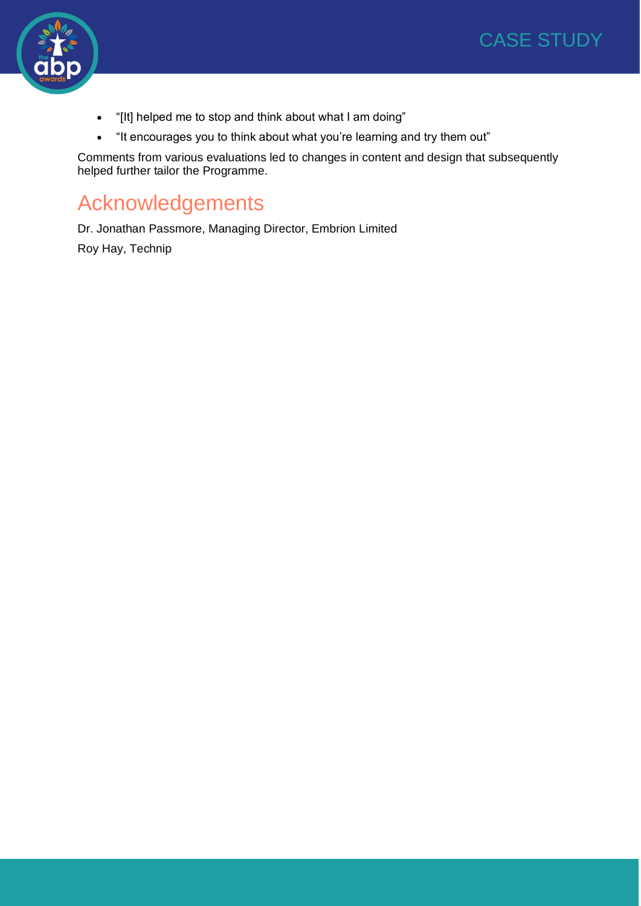- "[It] helped me to stop and think about what I am doing"
- "It encourages you to think about what you're learning and try them out"

Comments from various evaluations led to changes in content and design that subsequently helped further tailor the Programme.

## Acknowledgements

Dr. Jonathan Passmore, Managing Director, Embrion Limited

Roy Hay, Technip